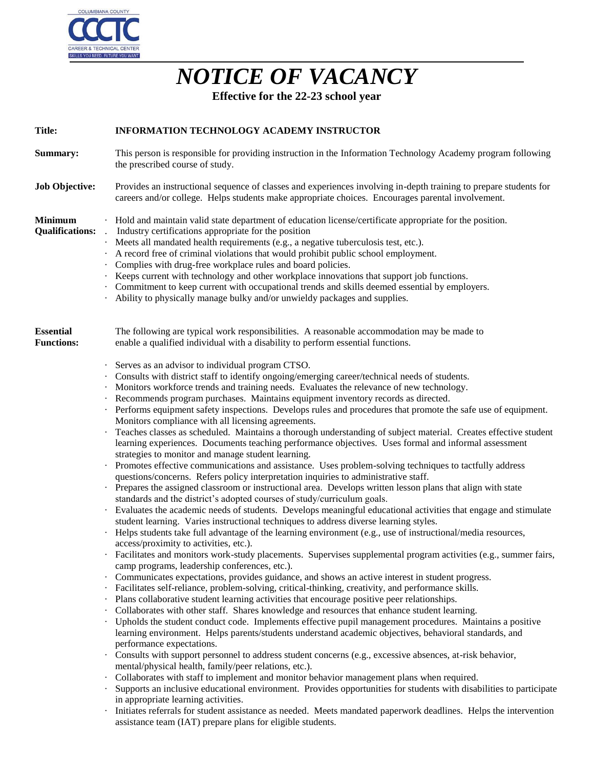# *NOTICE OF VACANCY*

**Effective for the 22-23 school year**

**Title:** **INFORMATION TECHNOLOGY ACADEMY INSTRUCTOR**

**Summary:** This person is responsible for providing instruction in the Information Technology Academy program following the prescribed course of study.

**Job Objective:** Provides an instructional sequence of classes and experiences involving in-depth training to prepare students for careers and/or college. Helps students make appropriate choices. Encourages parental involvement.

**Minimum Qualifications:**

- Hold and maintain valid state department of education license/certificate appropriate for the position.
- Industry certifications appropriate for the position
- Meets all mandated health requirements (e.g., a negative tuberculosis test, etc.).
- A record free of criminal violations that would prohibit public school employment.
- Complies with drug-free workplace rules and board policies.
- Keeps current with technology and other workplace innovations that support job functions.
- Commitment to keep current with occupational trends and skills deemed essential by employers.
- Ability to physically manage bulky and/or unwieldy packages and supplies.

**Essential Functions:** The following are typical work responsibilities. A reasonable accommodation may be made to enable a qualified individual with a disability to perform essential functions.

- Serves as an advisor to individual program CTSO.
- Consults with district staff to identify ongoing/emerging career/technical needs of students.
- Monitors workforce trends and training needs. Evaluates the relevance of new technology.
- Recommends program purchases. Maintains equipment inventory records as directed.
- Performs equipment safety inspections. Develops rules and procedures that promote the safe use of equipment. Monitors compliance with all licensing agreements.
- Teaches classes as scheduled. Maintains a thorough understanding of subject material. Creates effective student learning experiences. Documents teaching performance objectives. Uses formal and informal assessment strategies to monitor and manage student learning.
- Promotes effective communications and assistance. Uses problem-solving techniques to tactfully address questions/concerns. Refers policy interpretation inquiries to administrative staff.
- Prepares the assigned classroom or instructional area. Develops written lesson plans that align with state standards and the district's adopted courses of study/curriculum goals.
- Evaluates the academic needs of students. Develops meaningful educational activities that engage and stimulate student learning. Varies instructional techniques to address diverse learning styles.
- Helps students take full advantage of the learning environment (e.g., use of instructional/media resources, access/proximity to activities, etc.).
- Facilitates and monitors work-study placements. Supervises supplemental program activities (e.g., summer fairs, camp programs, leadership conferences, etc.).
- Communicates expectations, provides guidance, and shows an active interest in student progress.
- Facilitates self-reliance, problem-solving, critical-thinking, creativity, and performance skills.
- Plans collaborative student learning activities that encourage positive peer relationships.
- Collaborates with other staff. Shares knowledge and resources that enhance student learning.
- Upholds the student conduct code. Implements effective pupil management procedures. Maintains a positive learning environment. Helps parents/students understand academic objectives, behavioral standards, and performance expectations.
- Consults with support personnel to address student concerns (e.g., excessive absences, at-risk behavior, mental/physical health, family/peer relations, etc.).
- Collaborates with staff to implement and monitor behavior management plans when required.
- Supports an inclusive educational environment. Provides opportunities for students with disabilities to participate in appropriate learning activities.
- Initiates referrals for student assistance as needed. Meets mandated paperwork deadlines. Helps the intervention assistance team (IAT) prepare plans for eligible students.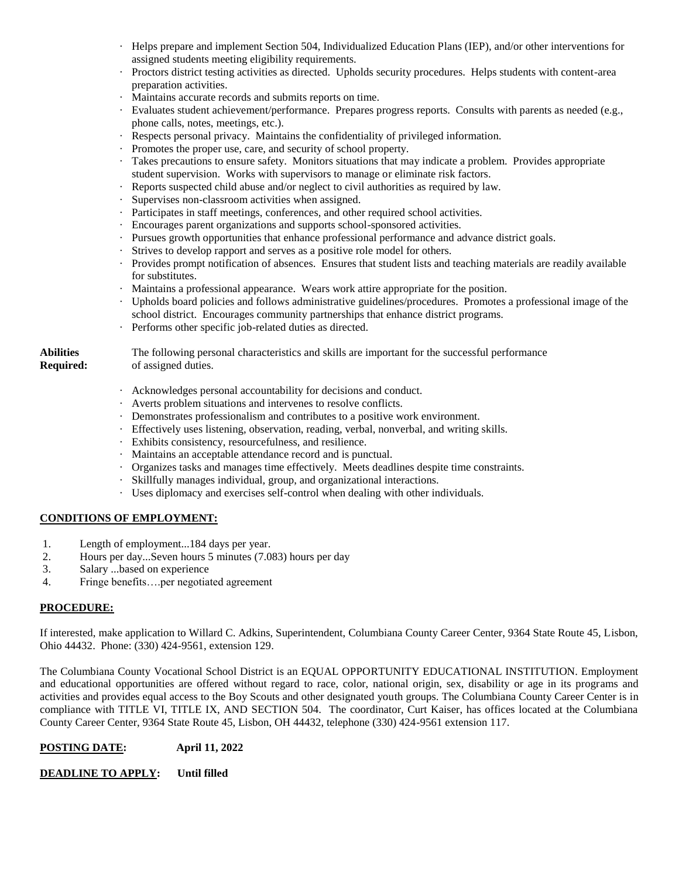- Helps prepare and implement Section 504, Individualized Education Plans (IEP), and/or other interventions for assigned students meeting eligibility requirements.
- Proctors district testing activities as directed. Upholds security procedures. Helps students with content-area preparation activities.
- Maintains accurate records and submits reports on time.
- Evaluates student achievement/performance. Prepares progress reports. Consults with parents as needed (e.g., phone calls, notes, meetings, etc.).
- Respects personal privacy. Maintains the confidentiality of privileged information.
- Promotes the proper use, care, and security of school property.
- Takes precautions to ensure safety. Monitors situations that may indicate a problem. Provides appropriate student supervision. Works with supervisors to manage or eliminate risk factors.
- Reports suspected child abuse and/or neglect to civil authorities as required by law.
- Supervises non-classroom activities when assigned.
- Participates in staff meetings, conferences, and other required school activities.
- Encourages parent organizations and supports school-sponsored activities.
- Pursues growth opportunities that enhance professional performance and advance district goals.
- Strives to develop rapport and serves as a positive role model for others.
- Provides prompt notification of absences. Ensures that student lists and teaching materials are readily available for substitutes.
- Maintains a professional appearance. Wears work attire appropriate for the position.
- Upholds board policies and follows administrative guidelines/procedures. Promotes a professional image of the school district. Encourages community partnerships that enhance district programs.
- Performs other specific job-related duties as directed.

**Abilities Required:** The following personal characteristics and skills are important for the successful performance of assigned duties.

- Acknowledges personal accountability for decisions and conduct.
- Averts problem situations and intervenes to resolve conflicts.
- Demonstrates professionalism and contributes to a positive work environment.
- Effectively uses listening, observation, reading, verbal, nonverbal, and writing skills.
- Exhibits consistency, resourcefulness, and resilience.
- Maintains an acceptable attendance record and is punctual.
- Organizes tasks and manages time effectively. Meets deadlines despite time constraints.
- Skillfully manages individual, group, and organizational interactions.
- Uses diplomacy and exercises self-control when dealing with other individuals.

**CONDITIONS OF EMPLOYMENT:**

1. Length of employment...184 days per year.
2. Hours per day...Seven hours 5 minutes (7.083) hours per day
3. Salary ...based on experience
4. Fringe benefits….per negotiated agreement

**PROCEDURE:**

If interested, make application to Willard C. Adkins, Superintendent, Columbiana County Career Center, 9364 State Route 45, Lisbon, Ohio 44432. Phone: (330) 424-9561, extension 129.

The Columbiana County Vocational School District is an EQUAL OPPORTUNITY EDUCATIONAL INSTITUTION. Employment and educational opportunities are offered without regard to race, color, national origin, sex, disability or age in its programs and activities and provides equal access to the Boy Scouts and other designated youth groups. The Columbiana County Career Center is in compliance with TITLE VI, TITLE IX, AND SECTION 504. The coordinator, Curt Kaiser, has offices located at the Columbiana County Career Center, 9364 State Route 45, Lisbon, OH 44432, telephone (330) 424-9561 extension 117.

**POSTING DATE:** **April 11, 2022**

**DEADLINE TO APPLY:** **Until filled**